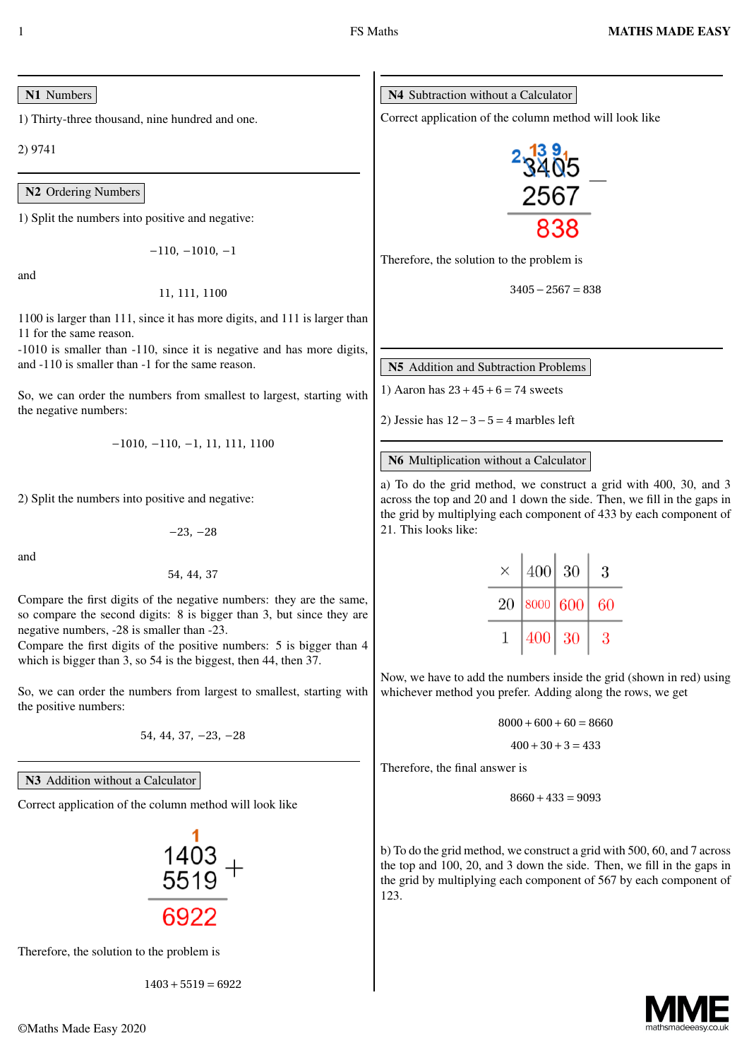## N1 Numbers

1) Thirty-three thousand, nine hundred and one.

2) 9741

## N2 Ordering Numbers

1) Split the numbers into positive and negative:

$$-110, -1010, -1$$

and

$$11, 111, 1100$$

1100 is larger than 111, since it has more digits, and 111 is larger than 11 for the same reason.
-1010 is smaller than -110, since it is negative and has more digits, and -110 is smaller than -1 for the same reason.

So, we can order the numbers from smallest to largest, starting with the negative numbers:

$$-1010, -110, -1, 11, 111, 1100$$

2) Split the numbers into positive and negative:

$$-23, -28$$

and

$$54, 44, 37$$

Compare the first digits of the negative numbers: they are the same, so compare the second digits: 8 is bigger than 3, but since they are negative numbers, -28 is smaller than -23.
Compare the first digits of the positive numbers: 5 is bigger than 4 which is bigger than 3, so 54 is the biggest, then 44, then 37.

So, we can order the numbers from largest to smallest, starting with the positive numbers:

$$54, 44, 37, -23, -28$$

## N3 Addition without a Calculator

Correct application of the column method will look like

```
   1
 1403 +
 5519
 ----
 6922
```

Therefore, the solution to the problem is

$$1403 + 5519 = 6922$$

## N4 Subtraction without a Calculator

Correct application of the column method will look like

```
 2 13 9 1
  3405  −
  2567
  ----
   838
```

Therefore, the solution to the problem is

$$3405 - 2567 = 838$$

## N5 Addition and Subtraction Problems

1) Aaron has $23 + 45 + 6 = 74$ sweets

2) Jessie has $12 - 3 - 5 = 4$ marbles left

## N6 Multiplication without a Calculator

a) To do the grid method, we construct a grid with 400, 30, and 3 across the top and 20 and 1 down the side. Then, we fill in the gaps in the grid by multiplying each component of 433 by each component of 21. This looks like:

| × | 400 | 30 | 3 |
|---|---|---|---|
| 20 | 8000 | 600 | 60 |
| 1 | 400 | 30 | 3 |

Now, we have to add the numbers inside the grid (shown in red) using whichever method you prefer. Adding along the rows, we get

$$8000 + 600 + 60 = 8660$$

$$400 + 30 + 3 = 433$$

Therefore, the final answer is

$$8660 + 433 = 9093$$

b) To do the grid method, we construct a grid with 500, 60, and 7 across the top and 100, 20, and 3 down the side. Then, we fill in the gaps in the grid by multiplying each component of 567 by each component of 123.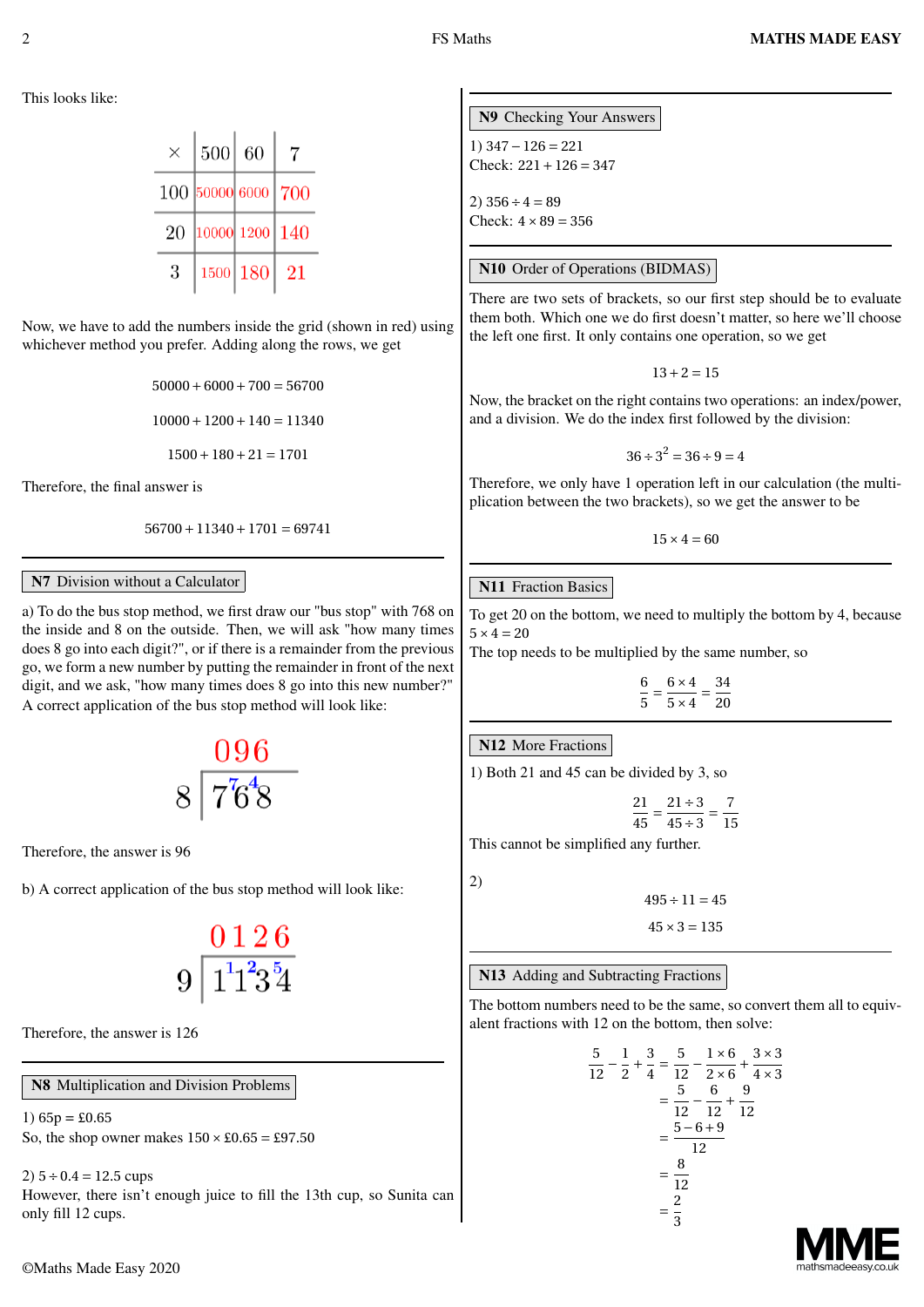This looks like:

| × | 500 | 60 | 7 |
|---|---|---|---|
| 100 | 50000 | 6000 | 700 |
| 20 | 10000 | 1200 | 140 |
| 3 | 1500 | 180 | 21 |

Now, we have to add the numbers inside the grid (shown in red) using whichever method you prefer. Adding along the rows, we get

$$50000 + 6000 + 700 = 56700$$

$$10000 + 1200 + 140 = 11340$$

$$1500 + 180 + 21 = 1701$$

Therefore, the final answer is

$$56700 + 11340 + 1701 = 69741$$

## N7 Division without a Calculator

a) To do the bus stop method, we first draw our "bus stop" with 768 on the inside and 8 on the outside. Then, we will ask "how many times does 8 go into each digit?", or if there is a remainder from the previous go, we form a new number by putting the remainder in front of the next digit, and we ask, "how many times does 8 go into this new number?" A correct application of the bus stop method will look like:

```
   0 9 6
8 | 7 ⁷6 ⁴8
```

Therefore, the answer is 96

b) A correct application of the bus stop method will look like:

```
   0 1 2 6
9 | 1 ¹1 ²3 ⁵4
```

Therefore, the answer is 126

## N8 Multiplication and Division Problems

1) 65p = £0.65
So, the shop owner makes 150 × £0.65 = £97.50

2) $5 \div 0.4 = 12.5$ cups
However, there isn't enough juice to fill the 13th cup, so Sunita can only fill 12 cups.

## N9 Checking Your Answers

1) $347 - 126 = 221$
Check: $221 + 126 = 347$

2) $356 \div 4 = 89$
Check: $4 \times 89 = 356$

## N10 Order of Operations (BIDMAS)

There are two sets of brackets, so our first step should be to evaluate them both. Which one we do first doesn't matter, so here we'll choose the left one first. It only contains one operation, so we get

$$13 + 2 = 15$$

Now, the bracket on the right contains two operations: an index/power, and a division. We do the index first followed by the division:

$$36 \div 3^2 = 36 \div 9 = 4$$

Therefore, we only have 1 operation left in our calculation (the multiplication between the two brackets), so we get the answer to be

$$15 \times 4 = 60$$

## N11 Fraction Basics

To get 20 on the bottom, we need to multiply the bottom by 4, because $5 \times 4 = 20$
The top needs to be multiplied by the same number, so

$$\frac{6}{5} = \frac{6 \times 4}{5 \times 4} = \frac{34}{20}$$

## N12 More Fractions

1) Both 21 and 45 can be divided by 3, so

$$\frac{21}{45} = \frac{21 \div 3}{45 \div 3} = \frac{7}{15}$$

This cannot be simplified any further.

2)

$$495 \div 11 = 45$$

$$45 \times 3 = 135$$

## N13 Adding and Subtracting Fractions

The bottom numbers need to be the same, so convert them all to equivalent fractions with 12 on the bottom, then solve:

$$\begin{aligned}
\frac{5}{12} - \frac{1}{2} + \frac{3}{4} &= \frac{5}{12} - \frac{1 \times 6}{2 \times 6} + \frac{3 \times 3}{4 \times 3} \\
&= \frac{5}{12} - \frac{6}{12} + \frac{9}{12} \\
&= \frac{5 - 6 + 9}{12} \\
&= \frac{8}{12} \\
&= \frac{2}{3}
\end{aligned}$$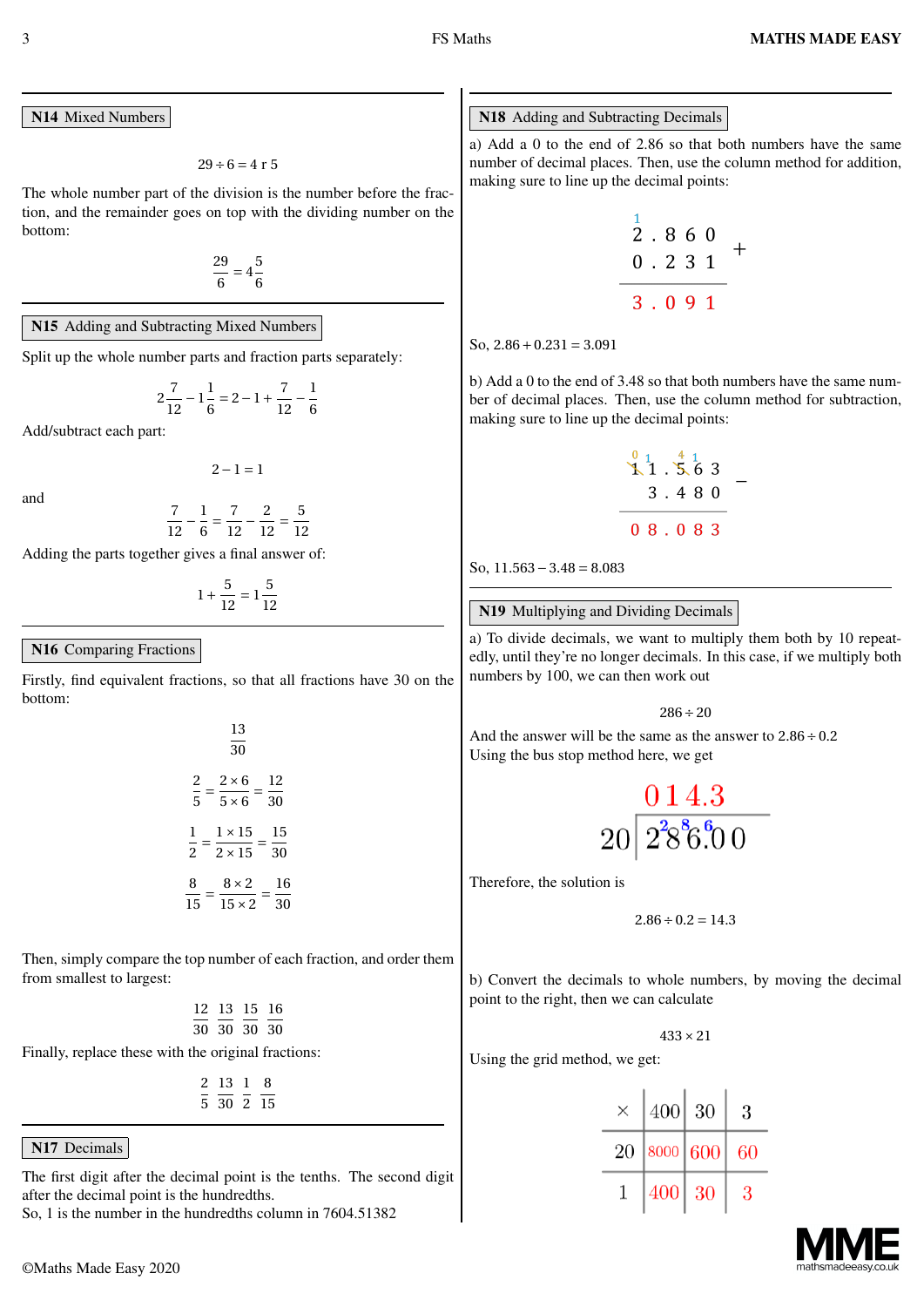## N14 Mixed Numbers

$$29 \div 6 = 4 \text{ r } 5$$

The whole number part of the division is the number before the fraction, and the remainder goes on top with the dividing number on the bottom:

$$\frac{29}{6} = 4\frac{5}{6}$$

## N15 Adding and Subtracting Mixed Numbers

Split up the whole number parts and fraction parts separately:

$$2\frac{7}{12} - 1\frac{1}{6} = 2 - 1 + \frac{7}{12} - \frac{1}{6}$$

Add/subtract each part:

$$2 - 1 = 1$$

and

$$\frac{7}{12} - \frac{1}{6} = \frac{7}{12} - \frac{2}{12} = \frac{5}{12}$$

Adding the parts together gives a final answer of:

$$1 + \frac{5}{12} = 1\frac{5}{12}$$

## N16 Comparing Fractions

Firstly, find equivalent fractions, so that all fractions have 30 on the bottom:

$$\frac{13}{30}$$

$$\frac{2}{5} = \frac{2 \times 6}{5 \times 6} = \frac{12}{30}$$

$$\frac{1}{2} = \frac{1 \times 15}{2 \times 15} = \frac{15}{30}$$

$$\frac{8}{15} = \frac{8 \times 2}{15 \times 2} = \frac{16}{30}$$

Then, simply compare the top number of each fraction, and order them from smallest to largest:

$$\frac{12}{30} \quad \frac{13}{30} \quad \frac{15}{30} \quad \frac{16}{30}$$

Finally, replace these with the original fractions:

$$\frac{2}{5} \quad \frac{13}{30} \quad \frac{1}{2} \quad \frac{8}{15}$$

## N17 Decimals

The first digit after the decimal point is the tenths. The second digit after the decimal point is the hundredths.
So, 1 is the number in the hundredths column in 7604.51382

## N18 Adding and Subtracting Decimals

a) Add a 0 to the end of 2.86 so that both numbers have the same number of decimal places. Then, use the column method for addition, making sure to line up the decimal points:

```
  ¹
  2 . 8 6 0
  0 . 2 3 1  +
  ---------
  3 . 0 9 1
```

So, $2.86 + 0.231 = 3.091$

b) Add a 0 to the end of 3.48 so that both numbers have the same number of decimal places. Then, use the column method for subtraction, making sure to line up the decimal points:

```
  ⁰  ¹    ⁴  ¹
  1  1 .  5  6 3
     3 .  4  8 0  −
  -------------
  0  8 .  0  8 3
```

So, $11.563 - 3.48 = 8.083$

## N19 Multiplying and Dividing Decimals

a) To divide decimals, we want to multiply them both by 10 repeatedly, until they're no longer decimals. In this case, if we multiply both numbers by 100, we can then work out

$$286 \div 20$$

And the answer will be the same as the answer to $2.86 \div 0.2$
Using the bus stop method here, we get

```
        0 1 4 . 3
     ------------
  20 | 2 ²8 ⁸6 . ⁶0 0
```

Therefore, the solution is

$$2.86 \div 0.2 = 14.3$$

b) Convert the decimals to whole numbers, by moving the decimal point to the right, then we can calculate

$$433 \times 21$$

Using the grid method, we get:

| × | 400 | 30 | 3 |
|---|---|---|---|
| 20 | 8000 | 600 | 60 |
| 1 | 400 | 30 | 3 |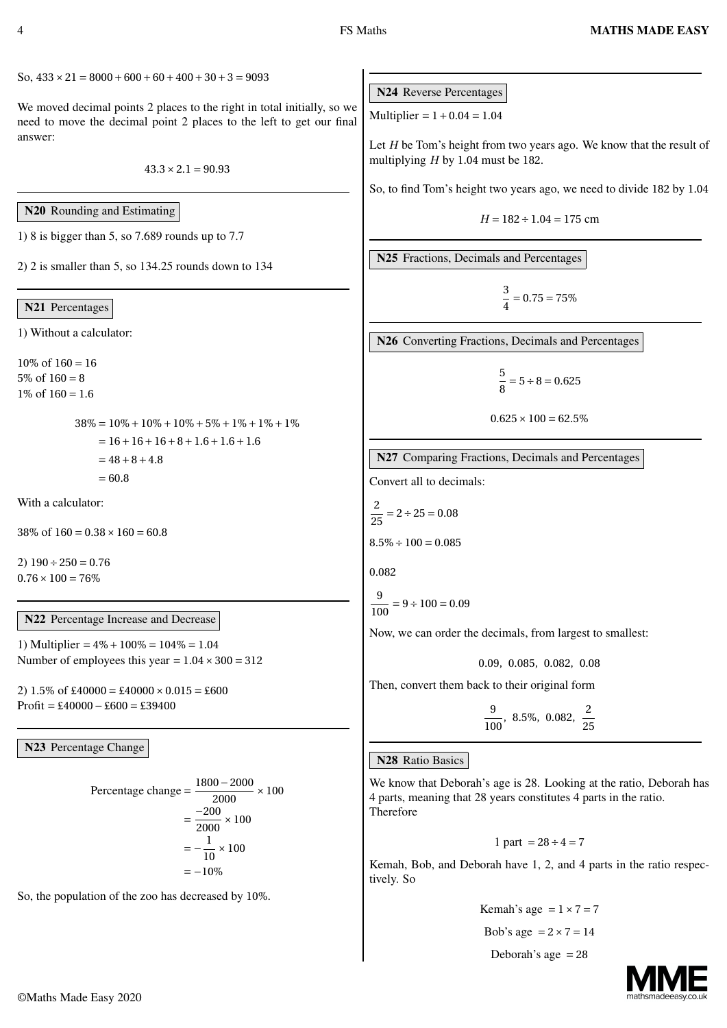So, $433 \times 21 = 8000 + 600 + 60 + 400 + 30 + 3 = 9093$

We moved decimal points 2 places to the right in total initially, so we need to move the decimal point 2 places to the left to get our final answer:

$$43.3 \times 2.1 = 90.93$$

## N20 Rounding and Estimating

1) 8 is bigger than 5, so 7.689 rounds up to 7.7

2) 2 is smaller than 5, so 134.25 rounds down to 134

## N21 Percentages

1) Without a calculator:

10% of $160 = 16$
5% of $160 = 8$
1% of $160 = 1.6$

$$\begin{aligned} 38\% &= 10\% + 10\% + 10\% + 5\% + 1\% + 1\% + 1\% \\ &= 16 + 16 + 16 + 8 + 1.6 + 1.6 + 1.6 \\ &= 48 + 8 + 4.8 \\ &= 60.8 \end{aligned}$$

With a calculator:

38% of $160 = 0.38 \times 160 = 60.8$

2) $190 \div 250 = 0.76$
$0.76 \times 100 = 76\%$

## N22 Percentage Increase and Decrease

1) Multiplier $= 4\% + 100\% = 104\% = 1.04$
Number of employees this year $= 1.04 \times 300 = 312$

2) 1.5% of £40000 = £40000 × 0.015 = £600
Profit = £40000 − £600 = £39400

## N23 Percentage Change

$$\begin{aligned} \text{Percentage change} &= \frac{1800 - 2000}{2000} \times 100 \\ &= \frac{-200}{2000} \times 100 \\ &= -\frac{1}{10} \times 100 \\ &= -10\% \end{aligned}$$

So, the population of the zoo has decreased by 10%.

## N24 Reverse Percentages

Multiplier $= 1 + 0.04 = 1.04$

Let $H$ be Tom's height from two years ago. We know that the result of multiplying $H$ by 1.04 must be 182.

So, to find Tom's height two years ago, we need to divide 182 by 1.04

$$H = 182 \div 1.04 = 175 \text{ cm}$$

## N25 Fractions, Decimals and Percentages

$$\frac{3}{4} = 0.75 = 75\%$$

## N26 Converting Fractions, Decimals and Percentages

$$\frac{5}{8} = 5 \div 8 = 0.625$$

$$0.625 \times 100 = 62.5\%$$

## N27 Comparing Fractions, Decimals and Percentages

Convert all to decimals:

$\frac{2}{25} = 2 \div 25 = 0.08$

$8.5\% \div 100 = 0.085$

$0.082$

$\frac{9}{100} = 9 \div 100 = 0.09$

Now, we can order the decimals, from largest to smallest:

$$0.09,\ 0.085,\ 0.082,\ 0.08$$

Then, convert them back to their original form

$$\frac{9}{100},\ 8.5\%,\ 0.082,\ \frac{2}{25}$$

## N28 Ratio Basics

We know that Deborah's age is 28. Looking at the ratio, Deborah has 4 parts, meaning that 28 years constitutes 4 parts in the ratio. Therefore

$$1 \text{ part } = 28 \div 4 = 7$$

Kemah, Bob, and Deborah have 1, 2, and 4 parts in the ratio respectively. So

$$\text{Kemah's age } = 1 \times 7 = 7$$

$$\text{Bob's age } = 2 \times 7 = 14$$

$$\text{Deborah's age } = 28$$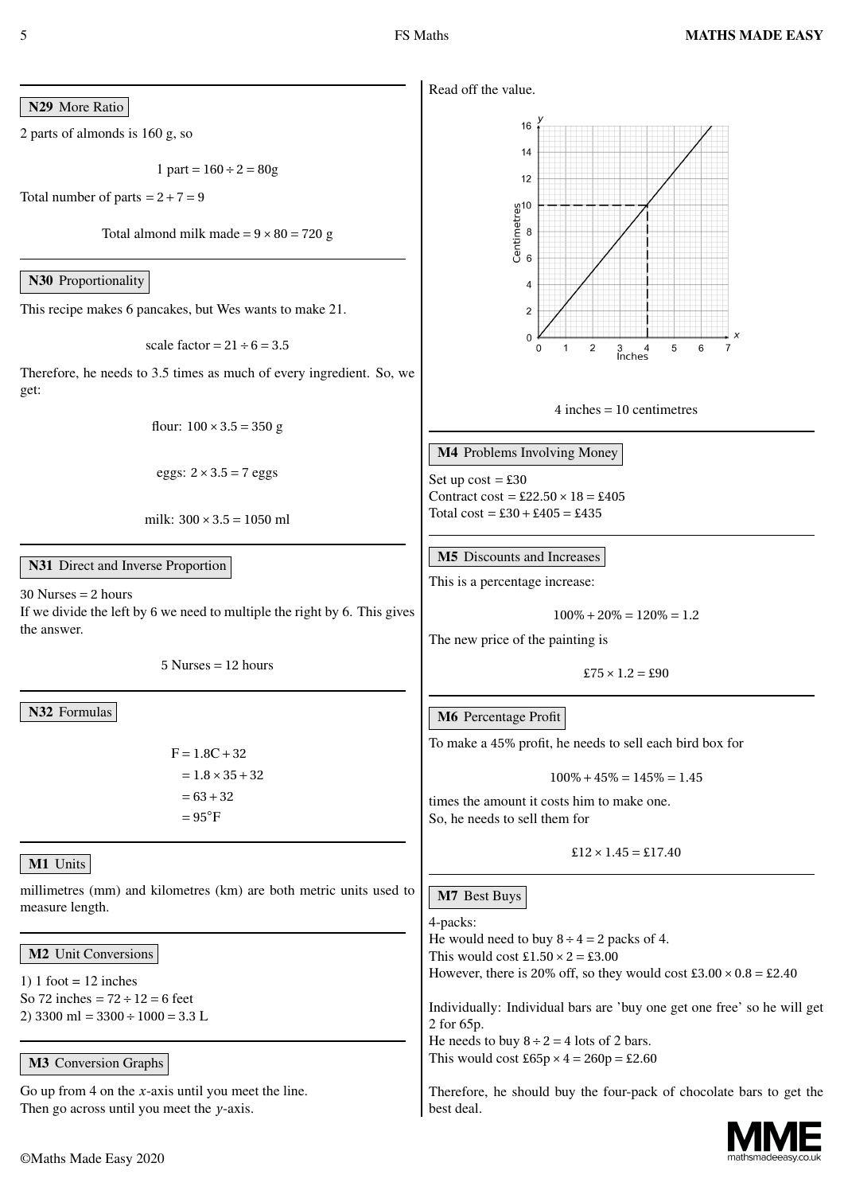**N29** More Ratio

2 parts of almonds is 160 g, so

$$1 \text{ part} = 160 \div 2 = 80\text{g}$$

Total number of parts $= 2 + 7 = 9$

$$\text{Total almond milk made} = 9 \times 80 = 720 \text{ g}$$

**N30** Proportionality

This recipe makes 6 pancakes, but Wes wants to make 21.

$$\text{scale factor} = 21 \div 6 = 3.5$$

Therefore, he needs to 3.5 times as much of every ingredient. So, we get:

$$\text{flour: } 100 \times 3.5 = 350 \text{ g}$$

$$\text{eggs: } 2 \times 3.5 = 7 \text{ eggs}$$

$$\text{milk: } 300 \times 3.5 = 1050 \text{ ml}$$

**N31** Direct and Inverse Proportion

30 Nurses = 2 hours
If we divide the left by 6 we need to multiple the right by 6. This gives the answer.

$$5 \text{ Nurses} = 12 \text{ hours}$$

**N32** Formulas

$$\begin{aligned} F &= 1.8C + 32 \\ &= 1.8 \times 35 + 32 \\ &= 63 + 32 \\ &= 95^\circ F \end{aligned}$$

**M1** Units

millimetres (mm) and kilometres (km) are both metric units used to measure length.

**M2** Unit Conversions

1) 1 foot = 12 inches
So 72 inches $= 72 \div 12 = 6$ feet
2) 3300 ml $= 3300 \div 1000 = 3.3$ L

**M3** Conversion Graphs

Go up from 4 on the $x$-axis until you meet the line.
Then go across until you meet the $y$-axis.
Read off the value.

$$4 \text{ inches} = 10 \text{ centimetres}$$

**M4** Problems Involving Money

Set up cost = £30
Contract cost $= £22.50 \times 18 = £405$
Total cost $= £30 + £405 = £435$

**M5** Discounts and Increases

This is a percentage increase:

$$100\% + 20\% = 120\% = 1.2$$

The new price of the painting is

$$£75 \times 1.2 = £90$$

**M6** Percentage Profit

To make a 45% profit, he needs to sell each bird box for

$$100\% + 45\% = 145\% = 1.45$$

times the amount it costs him to make one.
So, he needs to sell them for

$$£12 \times 1.45 = £17.40$$

**M7** Best Buys

4-packs:
He would need to buy $8 \div 4 = 2$ packs of 4.
This would cost $£1.50 \times 2 = £3.00$
However, there is 20% off, so they would cost $£3.00 \times 0.8 = £2.40$

Individually: Individual bars are 'buy one get one free' so he will get 2 for 65p.
He needs to buy $8 \div 2 = 4$ lots of 2 bars.
This would cost $£65\text{p} \times 4 = 260\text{p} = £2.60$

Therefore, he should buy the four-pack of chocolate bars to get the best deal.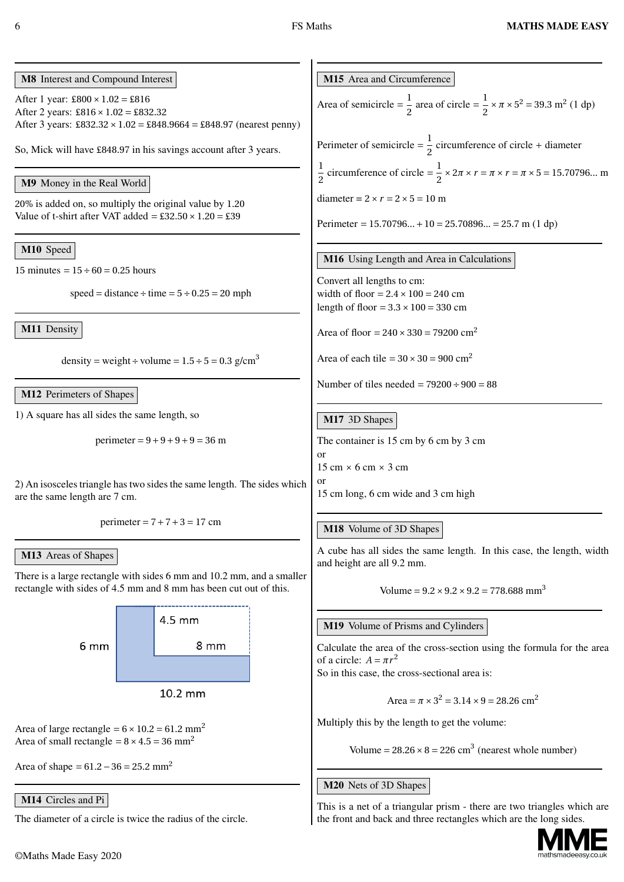## M8 Interest and Compound Interest

After 1 year: $£800 \times 1.02 = £816$
After 2 years: $£816 \times 1.02 = £832.32$
After 3 years: $£832.32 \times 1.02 = £848.9664 = £848.97$ (nearest penny)

So, Mick will have £848.97 in his savings account after 3 years.

## M9 Money in the Real World

20% is added on, so multiply the original value by 1.20
Value of t-shirt after VAT added $= £32.50 \times 1.20 = £39$

## M10 Speed

15 minutes $= 15 \div 60 = 0.25$ hours

$$\text{speed} = \text{distance} \div \text{time} = 5 \div 0.25 = 20 \text{ mph}$$

## M11 Density

$$\text{density} = \text{weight} \div \text{volume} = 1.5 \div 5 = 0.3 \text{ g/cm}^3$$

## M12 Perimeters of Shapes

1) A square has all sides the same length, so

$$\text{perimeter} = 9 + 9 + 9 + 9 = 36 \text{ m}$$

2) An isosceles triangle has two sides the same length. The sides which are the same length are 7 cm.

$$\text{perimeter} = 7 + 7 + 3 = 17 \text{ cm}$$

## M13 Areas of Shapes

There is a large rectangle with sides 6 mm and 10.2 mm, and a smaller rectangle with sides of 4.5 mm and 8 mm has been cut out of this.

Area of large rectangle $= 6 \times 10.2 = 61.2 \text{ mm}^2$
Area of small rectangle $= 8 \times 4.5 = 36 \text{ mm}^2$

Area of shape $= 61.2 - 36 = 25.2 \text{ mm}^2$

## M14 Circles and Pi

The diameter of a circle is twice the radius of the circle.

## M15 Area and Circumference

Area of semicircle $= \frac{1}{2}$ area of circle $= \frac{1}{2} \times \pi \times 5^2 = 39.3 \text{ m}^2$ (1 dp)

Perimeter of semicircle $= \frac{1}{2}$ circumference of circle + diameter

$\frac{1}{2}$ circumference of circle $= \frac{1}{2} \times 2\pi \times r = \pi \times r = \pi \times 5 = 15.70796...$ m

diameter $= 2 \times r = 2 \times 5 = 10$ m

Perimeter $= 15.70796... + 10 = 25.70896... = 25.7$ m (1 dp)

## M16 Using Length and Area in Calculations

Convert all lengths to cm:
width of floor $= 2.4 \times 100 = 240$ cm
length of floor $= 3.3 \times 100 = 330$ cm

Area of floor $= 240 \times 330 = 79200 \text{ cm}^2$

Area of each tile $= 30 \times 30 = 900 \text{ cm}^2$

Number of tiles needed $= 79200 \div 900 = 88$

## M17 3D Shapes

The container is 15 cm by 6 cm by 3 cm
or
15 cm × 6 cm × 3 cm
or
15 cm long, 6 cm wide and 3 cm high

## M18 Volume of 3D Shapes

A cube has all sides the same length. In this case, the length, width and height are all 9.2 mm.

$$\text{Volume} = 9.2 \times 9.2 \times 9.2 = 778.688 \text{ mm}^3$$

## M19 Volume of Prisms and Cylinders

Calculate the area of the cross-section using the formula for the area of a circle: $A = \pi r^2$
So in this case, the cross-sectional area is:

$$\text{Area} = \pi \times 3^2 = 3.14 \times 9 = 28.26 \text{ cm}^2$$

Multiply this by the length to get the volume:

$$\text{Volume} = 28.26 \times 8 = 226 \text{ cm}^3 \text{ (nearest whole number)}$$

## M20 Nets of 3D Shapes

This is a net of a triangular prism - there are two triangles which are the front and back and three rectangles which are the long sides.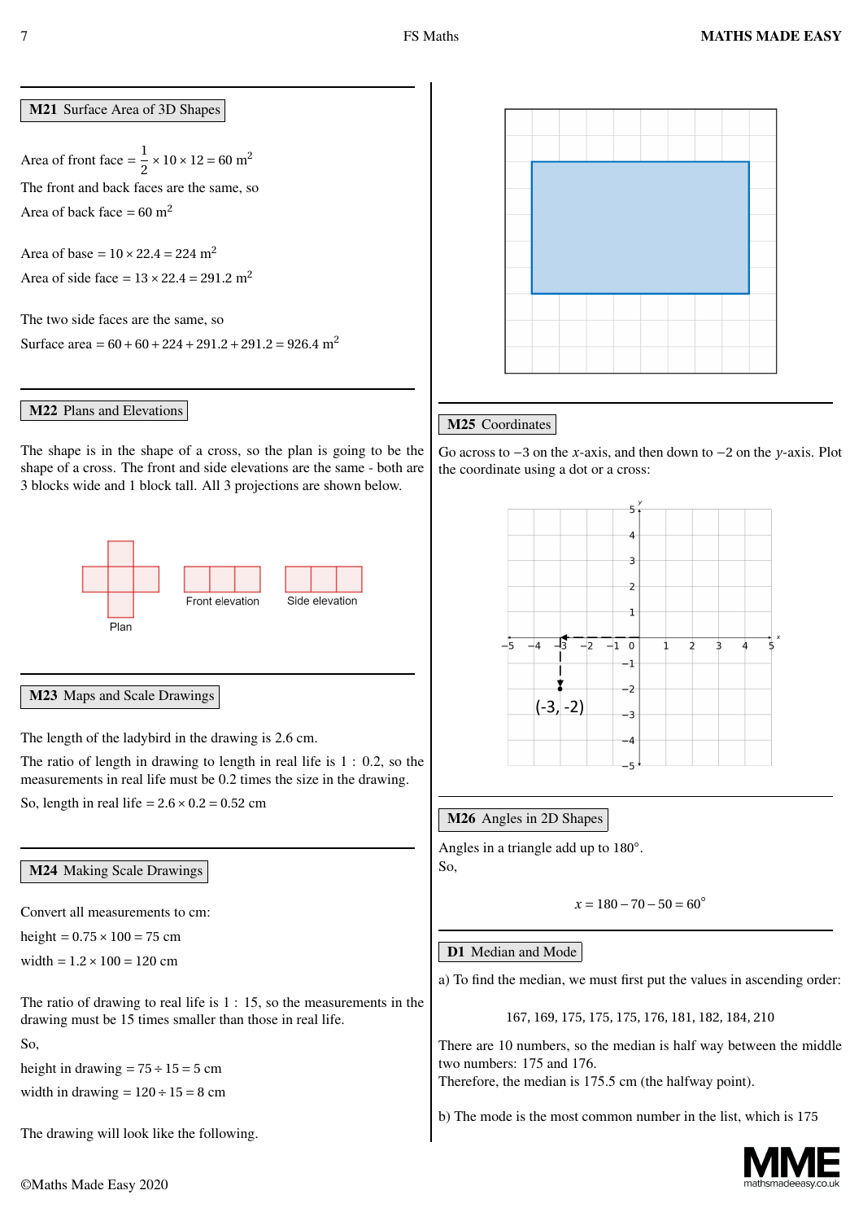## M21 Surface Area of 3D Shapes

Area of front face $= \frac{1}{2} \times 10 \times 12 = 60 \text{ m}^2$

The front and back faces are the same, so

Area of back face $= 60 \text{ m}^2$

Area of base $= 10 \times 22.4 = 224 \text{ m}^2$

Area of side face $= 13 \times 22.4 = 291.2 \text{ m}^2$

The two side faces are the same, so

Surface area $= 60 + 60 + 224 + 291.2 + 291.2 = 926.4 \text{ m}^2$

## M22 Plans and Elevations

The shape is in the shape of a cross, so the plan is going to be the shape of a cross. The front and side elevations are the same - both are 3 blocks wide and 1 block tall. All 3 projections are shown below.

Plan    Front elevation    Side elevation

## M23 Maps and Scale Drawings

The length of the ladybird in the drawing is 2.6 cm.

The ratio of length in drawing to length in real life is 1 : 0.2, so the measurements in real life must be 0.2 times the size in the drawing.

So, length in real life $= 2.6 \times 0.2 = 0.52$ cm

## M24 Making Scale Drawings

Convert all measurements to cm:

height $= 0.75 \times 100 = 75$ cm

width $= 1.2 \times 100 = 120$ cm

The ratio of drawing to real life is 1 : 15, so the measurements in the drawing must be 15 times smaller than those in real life.

So,

height in drawing $= 75 \div 15 = 5$ cm

width in drawing $= 120 \div 15 = 8$ cm

The drawing will look like the following.

## M25 Coordinates

Go across to $-3$ on the $x$-axis, and then down to $-2$ on the $y$-axis. Plot the coordinate using a dot or a cross:

(-3, -2)

## M26 Angles in 2D Shapes

Angles in a triangle add up to 180°.

So,

$$x = 180 - 70 - 50 = 60°$$

## D1 Median and Mode

a) To find the median, we must first put the values in ascending order:

167, 169, 175, 175, 175, 176, 181, 182, 184, 210

There are 10 numbers, so the median is half way between the middle two numbers: 175 and 176.

Therefore, the median is 175.5 cm (the halfway point).

b) The mode is the most common number in the list, which is 175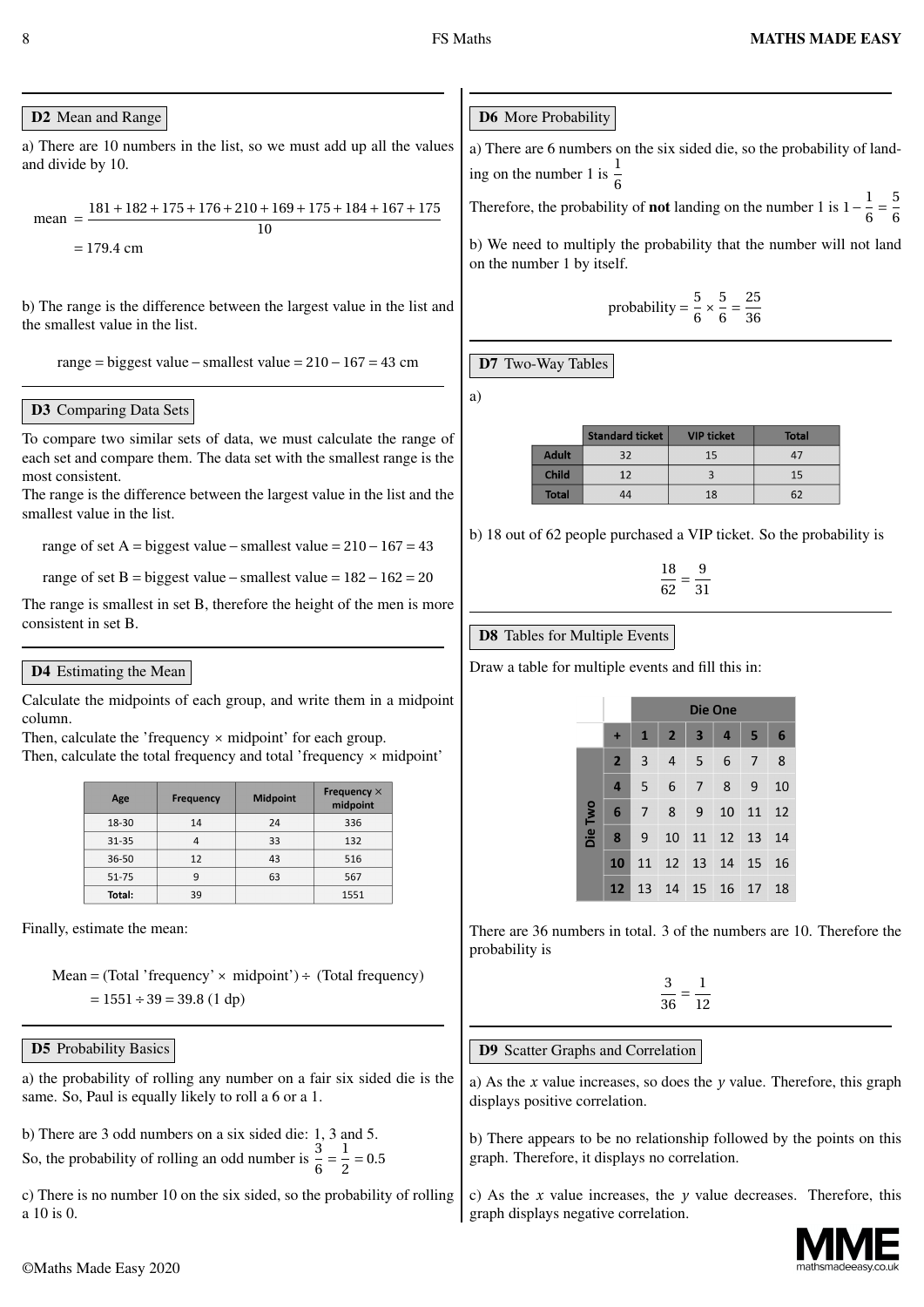**D2** Mean and Range

a) There are 10 numbers in the list, so we must add up all the values and divide by 10.

$$\text{mean} = \frac{181+182+175+176+210+169+175+184+167+175}{10}$$

$$= 179.4 \text{ cm}$$

b) The range is the difference between the largest value in the list and the smallest value in the list.

$$\text{range} = \text{biggest value} - \text{smallest value} = 210 - 167 = 43 \text{ cm}$$

**D3** Comparing Data Sets

To compare two similar sets of data, we must calculate the range of each set and compare them. The data set with the smallest range is the most consistent.
The range is the difference between the largest value in the list and the smallest value in the list.

$$\text{range of set A} = \text{biggest value} - \text{smallest value} = 210 - 167 = 43$$

$$\text{range of set B} = \text{biggest value} - \text{smallest value} = 182 - 162 = 20$$

The range is smallest in set B, therefore the height of the men is more consistent in set B.

**D4** Estimating the Mean

Calculate the midpoints of each group, and write them in a midpoint column.
Then, calculate the 'frequency × midpoint' for each group.
Then, calculate the total frequency and total 'frequency × midpoint'

| Age | Frequency | Midpoint | Frequency × midpoint |
|---|---|---|---|
| 18-30 | 14 | 24 | 336 |
| 31-35 | 4 | 33 | 132 |
| 36-50 | 12 | 43 | 516 |
| 51-75 | 9 | 63 | 567 |
| **Total:** | 39 | | 1551 |

Finally, estimate the mean:

$$\text{Mean} = (\text{Total 'frequency'} \times \text{ midpoint'}) \div (\text{Total frequency})$$

$$= 1551 \div 39 = 39.8 \text{ (1 dp)}$$

**D5** Probability Basics

a) the probability of rolling any number on a fair six sided die is the same. So, Paul is equally likely to roll a 6 or a 1.

b) There are 3 odd numbers on a six sided die: 1, 3 and 5.
So, the probability of rolling an odd number is $\frac{3}{6} = \frac{1}{2} = 0.5$

c) There is no number 10 on the six sided, so the probability of rolling a 10 is 0.

**D6** More Probability

a) There are 6 numbers on the six sided die, so the probability of landing on the number 1 is $\frac{1}{6}$
Therefore, the probability of **not** landing on the number 1 is $1 - \frac{1}{6} = \frac{5}{6}$

b) We need to multiply the probability that the number will not land on the number 1 by itself.

$$\text{probability} = \frac{5}{6} \times \frac{5}{6} = \frac{25}{36}$$

**D7** Two-Way Tables

a)

| | Standard ticket | VIP ticket | Total |
|---|---|---|---|
| **Adult** | 32 | 15 | 47 |
| **Child** | 12 | 3 | 15 |
| **Total** | 44 | 18 | 62 |

b) 18 out of 62 people purchased a VIP ticket. So the probability is

$$\frac{18}{62} = \frac{9}{31}$$

**D8** Tables for Multiple Events

Draw a table for multiple events and fill this in:

| | | Die One | | | | | |
|---|---|---|---|---|---|---|---|
| | **+** | **1** | **2** | **3** | **4** | **5** | **6** |
| Die Two | **2** | 3 | 4 | 5 | 6 | 7 | 8 |
| | **4** | 5 | 6 | 7 | 8 | 9 | 10 |
| | **6** | 7 | 8 | 9 | 10 | 11 | 12 |
| | **8** | 9 | 10 | 11 | 12 | 13 | 14 |
| | **10** | 11 | 12 | 13 | 14 | 15 | 16 |
| | **12** | 13 | 14 | 15 | 16 | 17 | 18 |

There are 36 numbers in total. 3 of the numbers are 10. Therefore the probability is

$$\frac{3}{36} = \frac{1}{12}$$

**D9** Scatter Graphs and Correlation

a) As the $x$ value increases, so does the $y$ value. Therefore, this graph displays positive correlation.

b) There appears to be no relationship followed by the points on this graph. Therefore, it displays no correlation.

c) As the $x$ value increases, the $y$ value decreases. Therefore, this graph displays negative correlation.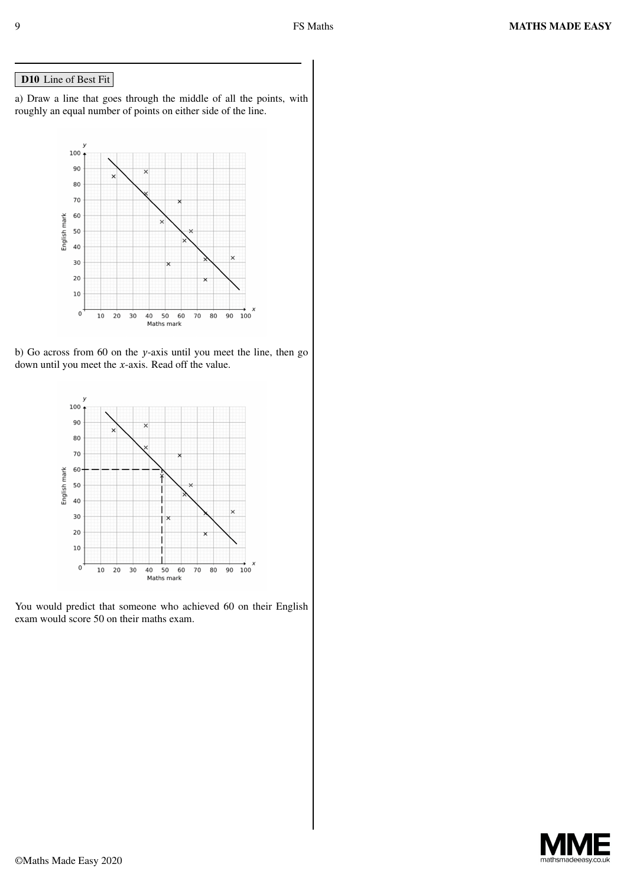**D10** Line of Best Fit

a) Draw a line that goes through the middle of all the points, with roughly an equal number of points on either side of the line.

y
100
90
80
70
60
50
40
30
20
10
0
English mark
10 20 30 40 50 60 70 80 90 100
x
Maths mark

b) Go across from 60 on the $y$-axis until you meet the line, then go down until you meet the $x$-axis. Read off the value.

y
100
90
80
70
60
50
40
30
20
10
0
English mark
10 20 30 40 50 60 70 80 90 100
x
Maths mark

You would predict that someone who achieved 60 on their English exam would score 50 on their maths exam.